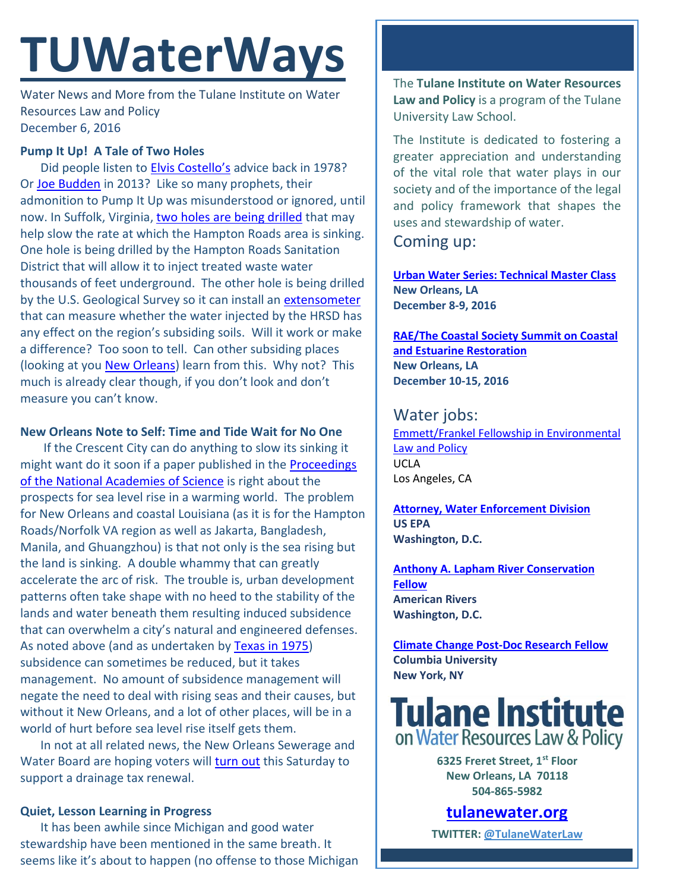# TUWaterWays

Water News and More from the Tulane Institute on Water Resources Law and Policy
December 6, 2016

**Pump It Up! A Tale of Two Holes**

Did people listen to Elvis Costello's advice back in 1978? Or Joe Budden in 2013? Like so many prophets, their admonition to Pump It Up was misunderstood or ignored, until now. In Suffolk, Virginia, two holes are being drilled that may help slow the rate at which the Hampton Roads area is sinking. One hole is being drilled by the Hampton Roads Sanitation District that will allow it to inject treated waste water thousands of feet underground. The other hole is being drilled by the U.S. Geological Survey so it can install an extensometer that can measure whether the water injected by the HRSD has any effect on the region's subsiding soils. Will it work or make a difference? Too soon to tell. Can other subsiding places (looking at you New Orleans) learn from this. Why not? This much is already clear though, if you don't look and don't measure you can't know.

**New Orleans Note to Self: Time and Tide Wait for No One**

If the Crescent City can do anything to slow its sinking it might want do it soon if a paper published in the Proceedings of the National Academies of Science is right about the prospects for sea level rise in a warming world. The problem for New Orleans and coastal Louisiana (as it is for the Hampton Roads/Norfolk VA region as well as Jakarta, Bangladesh, Manila, and Ghuangzhou) is that not only is the sea rising but the land is sinking. A double whammy that can greatly accelerate the arc of risk. The trouble is, urban development patterns often take shape with no heed to the stability of the lands and water beneath them resulting induced subsidence that can overwhelm a city's natural and engineered defenses. As noted above (and as undertaken by Texas in 1975) subsidence can sometimes be reduced, but it takes management. No amount of subsidence management will negate the need to deal with rising seas and their causes, but without it New Orleans, and a lot of other places, will be in a world of hurt before sea level rise itself gets them.

In not at all related news, the New Orleans Sewerage and Water Board are hoping voters will turn out this Saturday to support a drainage tax renewal.

**Quiet, Lesson Learning in Progress**

It has been awhile since Michigan and good water stewardship have been mentioned in the same breath. It seems like it's about to happen (no offense to those Michigan

The **Tulane Institute on Water Resources Law and Policy** is a program of the Tulane University Law School.

The Institute is dedicated to fostering a greater appreciation and understanding of the vital role that water plays in our society and of the importance of the legal and policy framework that shapes the uses and stewardship of water.

## Coming up:

**Urban Water Series: Technical Master Class**
**New Orleans, LA**
**December 8-9, 2016**

**RAE/The Coastal Society Summit on Coastal and Estuarine Restoration**
**New Orleans, LA**
**December 10-15, 2016**

## Water jobs:

Emmett/Frankel Fellowship in Environmental Law and Policy
UCLA
Los Angeles, CA

**Attorney, Water Enforcement Division**
**US EPA**
**Washington, D.C.**

**Anthony A. Lapham River Conservation Fellow**
**American Rivers**
**Washington, D.C.**

**Climate Change Post-Doc Research Fellow**
**Columbia University**
**New York, NY**

**Tulane Institute on Water Resources Law & Policy**

**6325 Freret Street, 1st Floor**
**New Orleans, LA 70118**
**504-865-5982**

**tulanewater.org**

**TWITTER: @TulaneWaterLaw**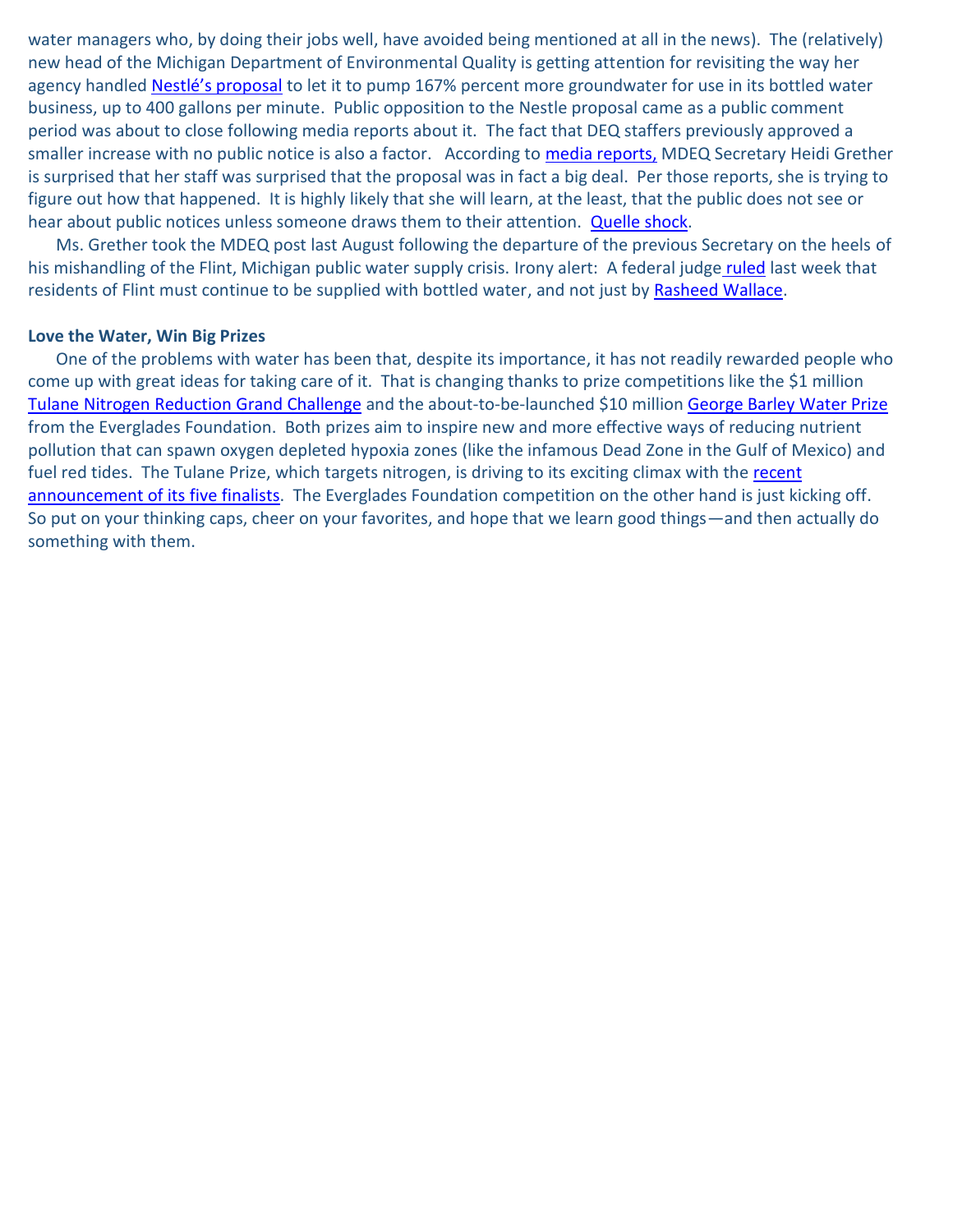water managers who, by doing their jobs well, have avoided being mentioned at all in the news). The (relatively) new head of the Michigan Department of Environmental Quality is getting attention for revisiting the way her agency handled Nestlé's proposal to let it to pump 167% percent more groundwater for use in its bottled water business, up to 400 gallons per minute. Public opposition to the Nestle proposal came as a public comment period was about to close following media reports about it. The fact that DEQ staffers previously approved a smaller increase with no public notice is also a factor. According to media reports, MDEQ Secretary Heidi Grether is surprised that her staff was surprised that the proposal was in fact a big deal. Per those reports, she is trying to figure out how that happened. It is highly likely that she will learn, at the least, that the public does not see or hear about public notices unless someone draws them to their attention. Quelle shock.

Ms. Grether took the MDEQ post last August following the departure of the previous Secretary on the heels of his mishandling of the Flint, Michigan public water supply crisis. Irony alert: A federal judge ruled last week that residents of Flint must continue to be supplied with bottled water, and not just by Rasheed Wallace.

**Love the Water, Win Big Prizes**

One of the problems with water has been that, despite its importance, it has not readily rewarded people who come up with great ideas for taking care of it. That is changing thanks to prize competitions like the $1 million Tulane Nitrogen Reduction Grand Challenge and the about-to-be-launched $10 million George Barley Water Prize from the Everglades Foundation. Both prizes aim to inspire new and more effective ways of reducing nutrient pollution that can spawn oxygen depleted hypoxia zones (like the infamous Dead Zone in the Gulf of Mexico) and fuel red tides. The Tulane Prize, which targets nitrogen, is driving to its exciting climax with the recent announcement of its five finalists. The Everglades Foundation competition on the other hand is just kicking off. So put on your thinking caps, cheer on your favorites, and hope that we learn good things—and then actually do something with them.